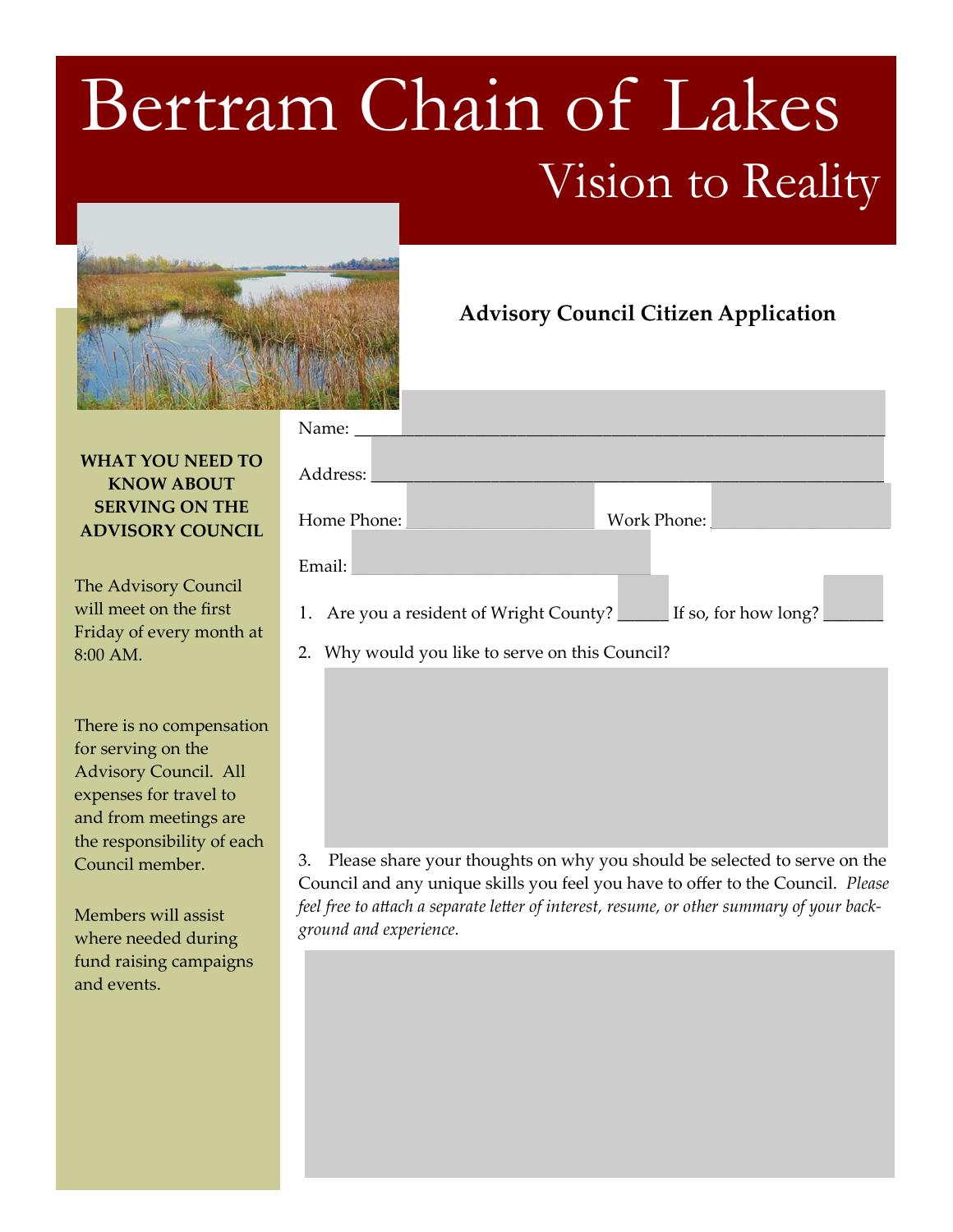# Bertram Chain of Lakes

## Vision to Reality

### Advisory Council Citizen Application

Name: ____________________________________________________________

Address: __________________________________________________________

Home Phone: ____________________ Work Phone: ____________________

Email: _________________________________

1. Are you a resident of Wright County? ______ If so, for how long? _______

2. Why would you like to serve on this Council?

3. Please share your thoughts on why you should be selected to serve on the Council and any unique skills you feel you have to offer to the Council. *Please feel free to attach a separate letter of interest, resume, or other summary of your background and experience.*

**WHAT YOU NEED TO KNOW ABOUT SERVING ON THE ADVISORY COUNCIL**

The Advisory Council will meet on the first Friday of every month at 8:00 AM.

There is no compensation for serving on the Advisory Council. All expenses for travel to and from meetings are the responsibility of each Council member.

Members will assist where needed during fund raising campaigns and events.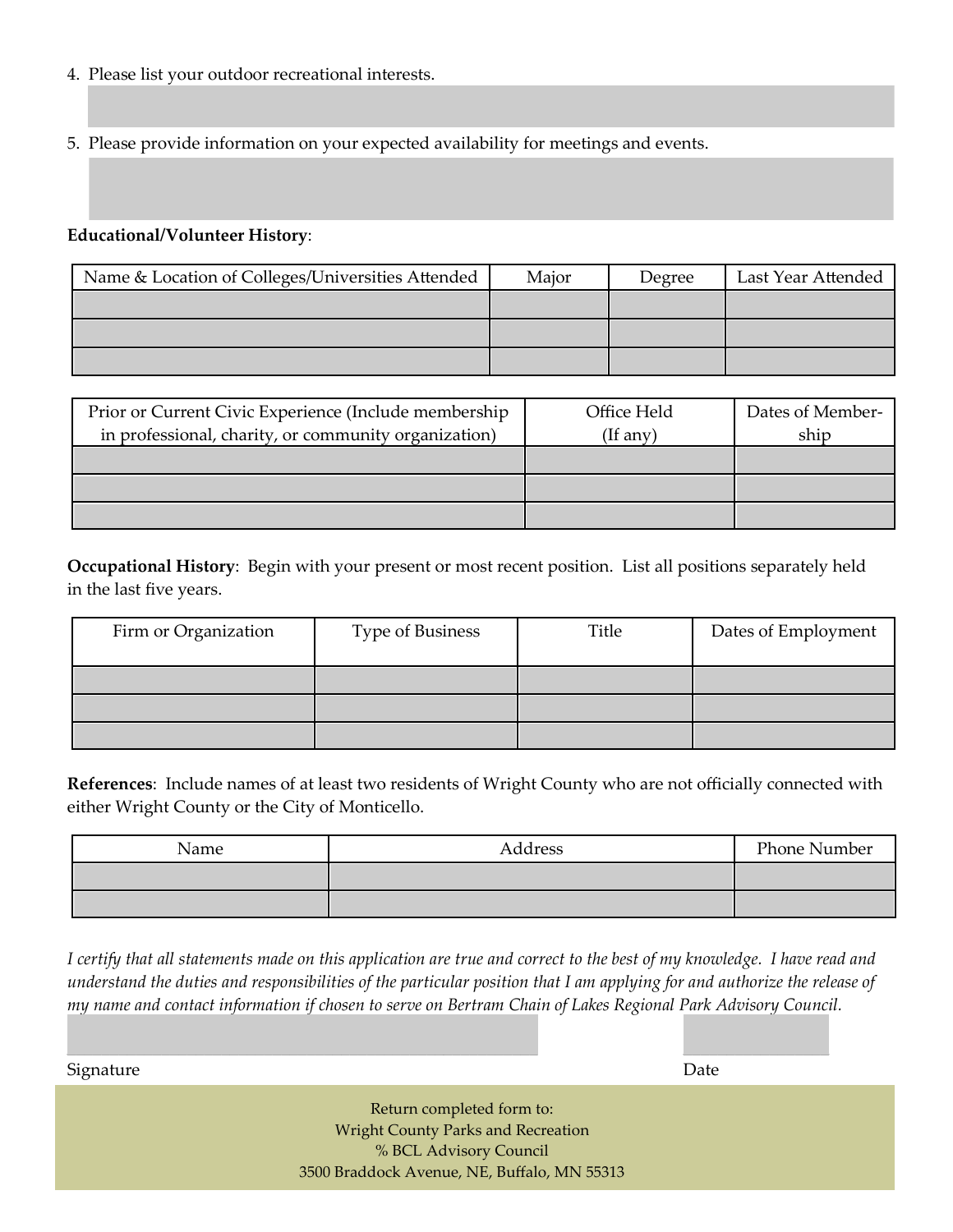4. Please list your outdoor recreational interests.

5. Please provide information on your expected availability for meetings and events.

**Educational/Volunteer History**:

| Name & Location of Colleges/Universities Attended | Major | Degree | Last Year Attended |
|---|---|---|---|
| | | | |
| | | | |
| | | | |

| Prior or Current Civic Experience (Include membership in professional, charity, or community organization) | Office Held (If any) | Dates of Membership |
|---|---|---|
| | | |
| | | |
| | | |

**Occupational History**: Begin with your present or most recent position. List all positions separately held in the last five years.

| Firm or Organization | Type of Business | Title | Dates of Employment |
|---|---|---|---|
| | | | |
| | | | |
| | | | |

**References**: Include names of at least two residents of Wright County who are not officially connected with either Wright County or the City of Monticello.

| Name | Address | Phone Number |
|---|---|---|
| | | |
| | | |

*I certify that all statements made on this application are true and correct to the best of my knowledge. I have read and understand the duties and responsibilities of the particular position that I am applying for and authorize the release of my name and contact information if chosen to serve on Bertram Chain of Lakes Regional Park Advisory Council.*

Signature

Date

Return completed form to:
Wright County Parks and Recreation
% BCL Advisory Council
3500 Braddock Avenue, NE, Buffalo, MN 55313